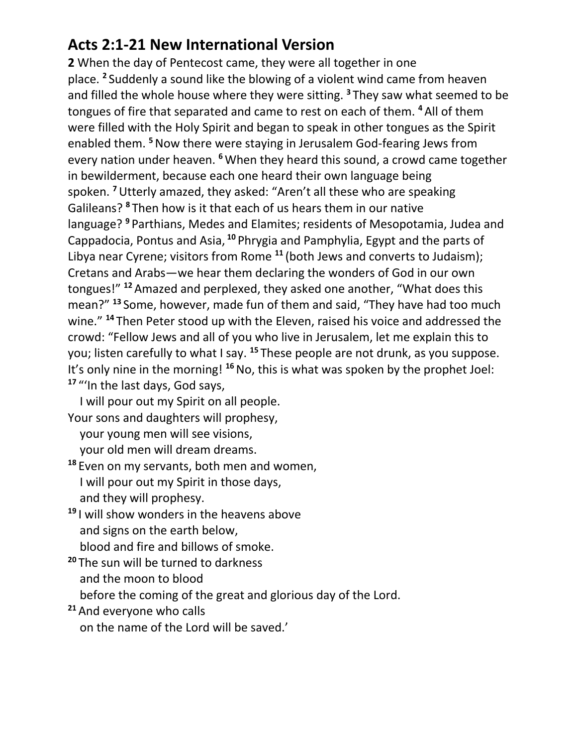## Acts 2:1-21 New International Version

**2** When the day of Pentecost came, they were all together in one place. [2] Suddenly a sound like the blowing of a violent wind came from heaven and filled the whole house where they were sitting. [3] They saw what seemed to be tongues of fire that separated and came to rest on each of them. [4] All of them were filled with the Holy Spirit and began to speak in other tongues as the Spirit enabled them. [5] Now there were staying in Jerusalem God-fearing Jews from every nation under heaven. [6] When they heard this sound, a crowd came together in bewilderment, because each one heard their own language being spoken. [7] Utterly amazed, they asked: "Aren't all these who are speaking Galileans? [8] Then how is it that each of us hears them in our native language? [9] Parthians, Medes and Elamites; residents of Mesopotamia, Judea and Cappadocia, Pontus and Asia, [10] Phrygia and Pamphylia, Egypt and the parts of Libya near Cyrene; visitors from Rome [11] (both Jews and converts to Judaism); Cretans and Arabs—we hear them declaring the wonders of God in our own tongues!" [12] Amazed and perplexed, they asked one another, "What does this mean?" [13] Some, however, made fun of them and said, "They have had too much wine." [14] Then Peter stood up with the Eleven, raised his voice and addressed the crowd: "Fellow Jews and all of you who live in Jerusalem, let me explain this to you; listen carefully to what I say. [15] These people are not drunk, as you suppose. It's only nine in the morning! [16] No, this is what was spoken by the prophet Joel:

[17] "'In the last days, God says,
   I will pour out my Spirit on all people.
Your sons and daughters will prophesy,
   your young men will see visions,
   your old men will dream dreams.
[18] Even on my servants, both men and women,
   I will pour out my Spirit in those days,
   and they will prophesy.
[19] I will show wonders in the heavens above
   and signs on the earth below,
   blood and fire and billows of smoke.
[20] The sun will be turned to darkness
   and the moon to blood
   before the coming of the great and glorious day of the Lord.
[21] And everyone who calls
   on the name of the Lord will be saved.'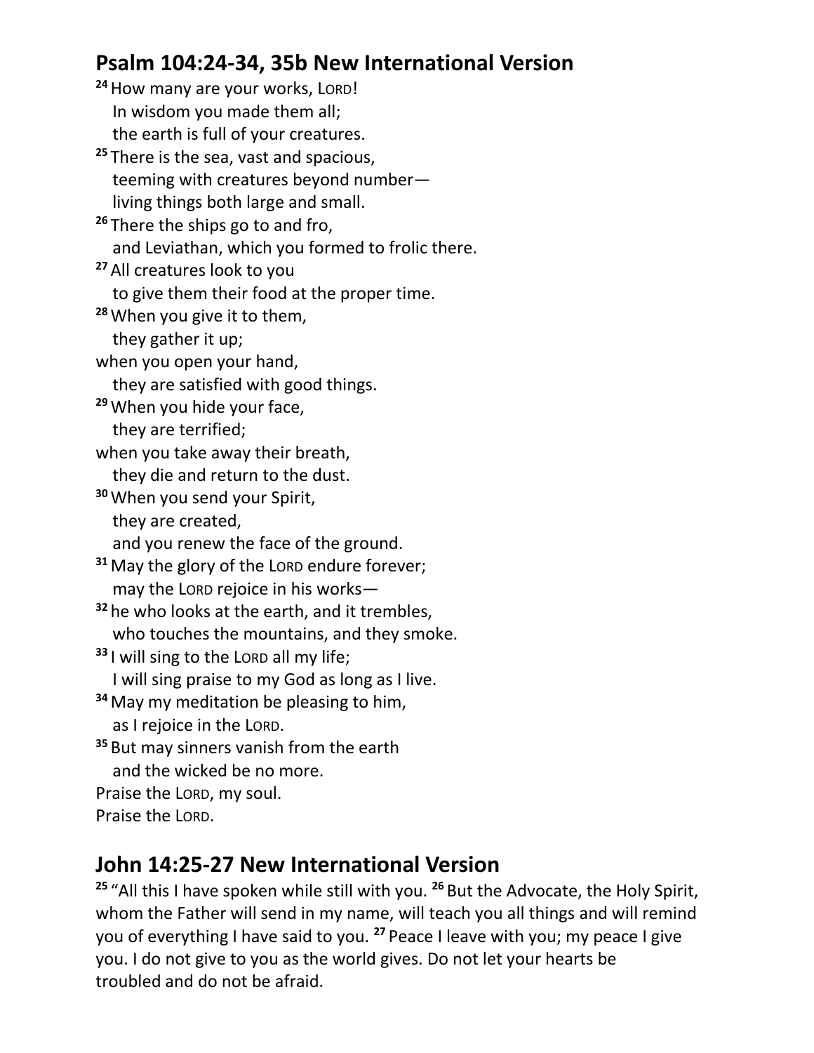## Psalm 104:24-34, 35b New International Version

[24] How many are your works, LORD!
In wisdom you made them all;
the earth is full of your creatures.
[25] There is the sea, vast and spacious,
teeming with creatures beyond number—
living things both large and small.
[26] There the ships go to and fro,
and Leviathan, which you formed to frolic there.
[27] All creatures look to you
to give them their food at the proper time.
[28] When you give it to them,
they gather it up;
when you open your hand,
they are satisfied with good things.
[29] When you hide your face,
they are terrified;
when you take away their breath,
they die and return to the dust.
[30] When you send your Spirit,
they are created,
and you renew the face of the ground.
[31] May the glory of the LORD endure forever;
may the LORD rejoice in his works—
[32] he who looks at the earth, and it trembles,
who touches the mountains, and they smoke.
[33] I will sing to the LORD all my life;
I will sing praise to my God as long as I live.
[34] May my meditation be pleasing to him,
as I rejoice in the LORD.
[35] But may sinners vanish from the earth
and the wicked be no more.
Praise the LORD, my soul.
Praise the LORD.

## John 14:25-27 New International Version

[25] "All this I have spoken while still with you. [26] But the Advocate, the Holy Spirit, whom the Father will send in my name, will teach you all things and will remind you of everything I have said to you. [27] Peace I leave with you; my peace I give you. I do not give to you as the world gives. Do not let your hearts be troubled and do not be afraid.